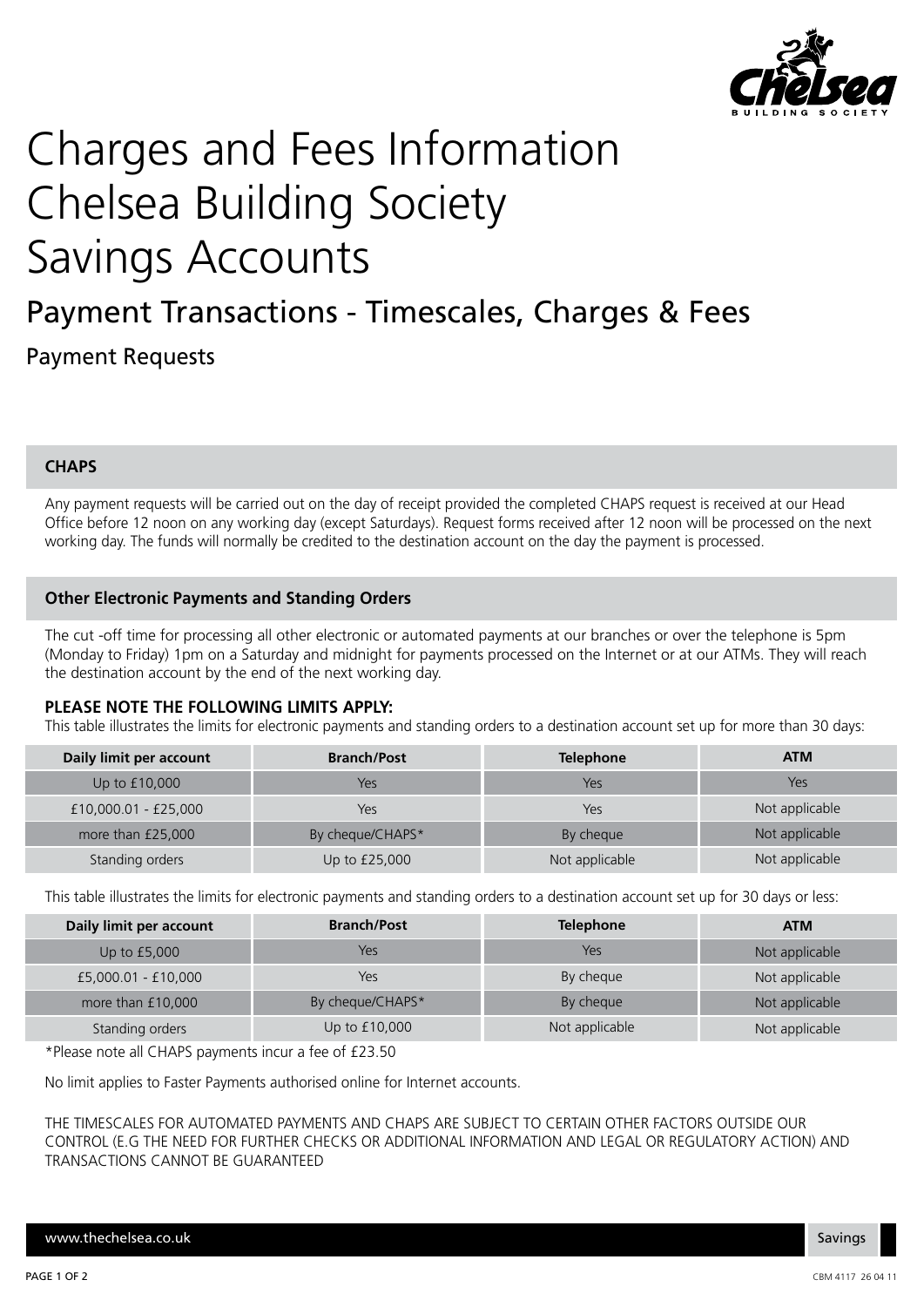# Charges and Fees Information
# Chelsea Building Society
# Savings Accounts

## Payment Transactions - Timescales, Charges & Fees

### Payment Requests

**CHAPS**

Any payment requests will be carried out on the day of receipt provided the completed CHAPS request is received at our Head Office before 12 noon on any working day (except Saturdays). Request forms received after 12 noon will be processed on the next working day. The funds will normally be credited to the destination account on the day the payment is processed.

**Other Electronic Payments and Standing Orders**

The cut -off time for processing all other electronic or automated payments at our branches or over the telephone is 5pm (Monday to Friday) 1pm on a Saturday and midnight for payments processed on the Internet or at our ATMs. They will reach the destination account by the end of the next working day.

**PLEASE NOTE THE FOLLOWING LIMITS APPLY:**

This table illustrates the limits for electronic payments and standing orders to a destination account set up for more than 30 days:

| Daily limit per account | Branch/Post | Telephone | ATM |
|---|---|---|---|
| Up to £10,000 | Yes | Yes | Yes |
| £10,000.01 - £25,000 | Yes | Yes | Not applicable |
| more than £25,000 | By cheque/CHAPS* | By cheque | Not applicable |
| Standing orders | Up to £25,000 | Not applicable | Not applicable |

This table illustrates the limits for electronic payments and standing orders to a destination account set up for 30 days or less:

| Daily limit per account | Branch/Post | Telephone | ATM |
|---|---|---|---|
| Up to £5,000 | Yes | Yes | Not applicable |
| £5,000.01 - £10,000 | Yes | By cheque | Not applicable |
| more than £10,000 | By cheque/CHAPS* | By cheque | Not applicable |
| Standing orders | Up to £10,000 | Not applicable | Not applicable |

*Please note all CHAPS payments incur a fee of £23.50

No limit applies to Faster Payments authorised online for Internet accounts.

THE TIMESCALES FOR AUTOMATED PAYMENTS AND CHAPS ARE SUBJECT TO CERTAIN OTHER FACTORS OUTSIDE OUR CONTROL (E.G THE NEED FOR FURTHER CHECKS OR ADDITIONAL INFORMATION AND LEGAL OR REGULATORY ACTION) AND TRANSACTIONS CANNOT BE GUARANTEED

www.thechelsea.co.uk

Savings

CBM 4117 26 04 11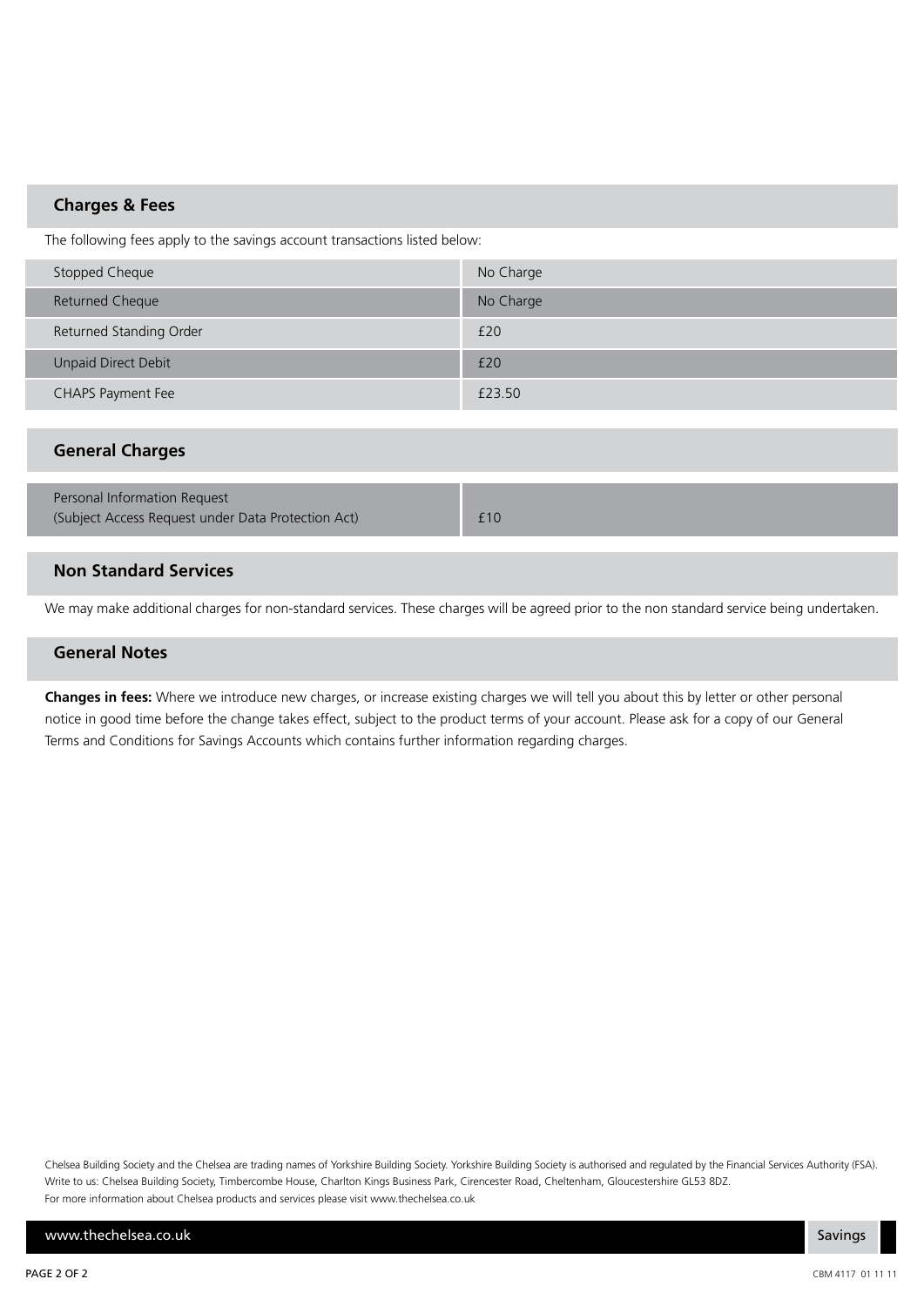## Charges & Fees

The following fees apply to the savings account transactions listed below:

| | |
|---|---|
| Stopped Cheque | No Charge |
| Returned Cheque | No Charge |
| Returned Standing Order | £20 |
| Unpaid Direct Debit | £20 |
| CHAPS Payment Fee | £23.50 |

## General Charges

| | |
|---|---|
| Personal Information Request (Subject Access Request under Data Protection Act) | £10 |

## Non Standard Services

We may make additional charges for non-standard services. These charges will be agreed prior to the non standard service being undertaken.

## General Notes

**Changes in fees:** Where we introduce new charges, or increase existing charges we will tell you about this by letter or other personal notice in good time before the change takes effect, subject to the product terms of your account. Please ask for a copy of our General Terms and Conditions for Savings Accounts which contains further information regarding charges.

Chelsea Building Society and the Chelsea are trading names of Yorkshire Building Society. Yorkshire Building Society is authorised and regulated by the Financial Services Authority (FSA).
Write to us: Chelsea Building Society, Timbercombe House, Charlton Kings Business Park, Cirencester Road, Cheltenham, Gloucestershire GL53 8DZ.
For more information about Chelsea products and services please visit www.thechelsea.co.uk

www.thechelsea.co.uk Savings

CBM 4117 01 11 11